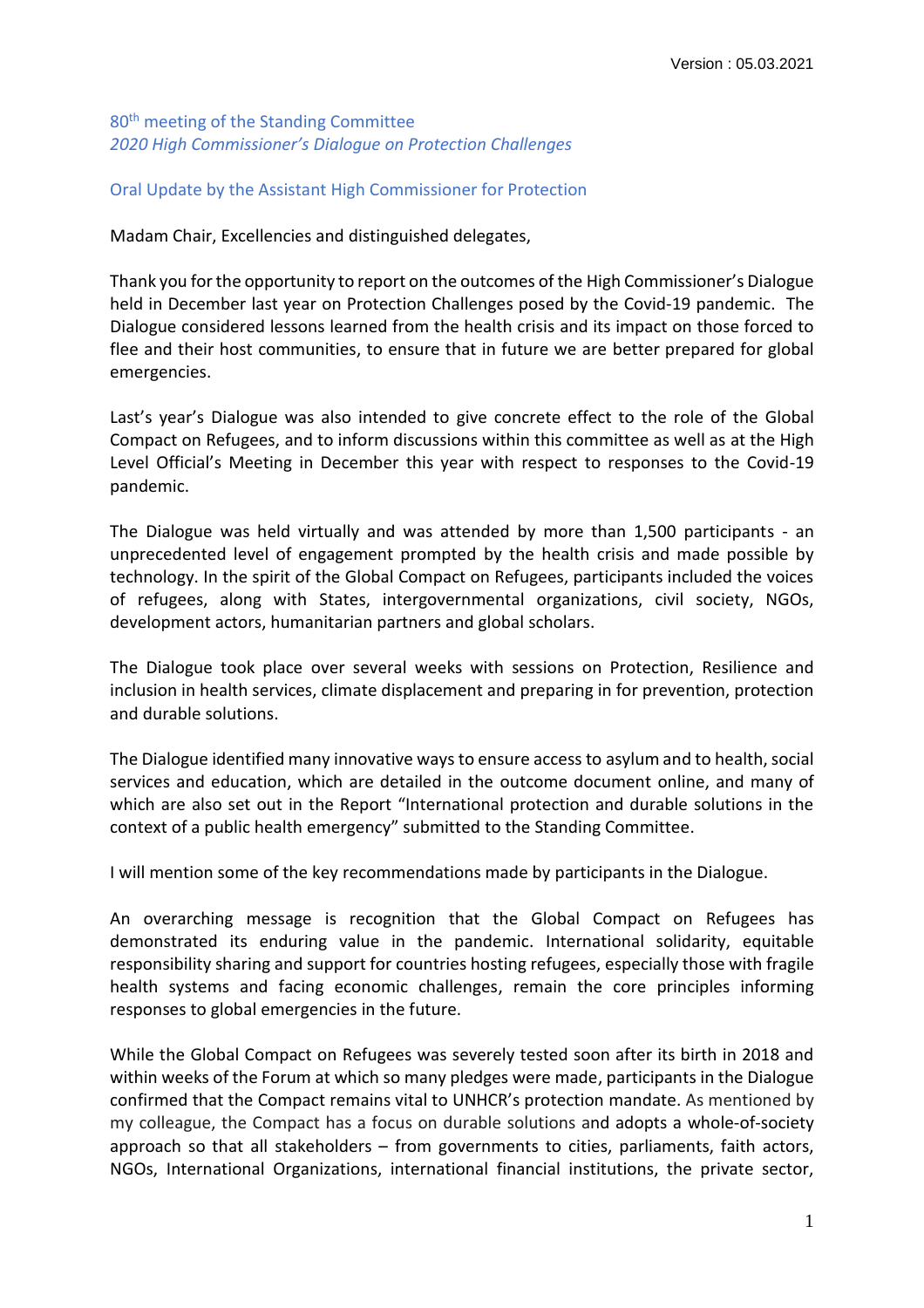Version : 05.03.2021

80th meeting of the Standing Committee
*2020 High Commissioner's Dialogue on Protection Challenges*

## Oral Update by the Assistant High Commissioner for Protection

Madam Chair, Excellencies and distinguished delegates,

Thank you for the opportunity to report on the outcomes of the High Commissioner's Dialogue held in December last year on Protection Challenges posed by the Covid-19 pandemic. The Dialogue considered lessons learned from the health crisis and its impact on those forced to flee and their host communities, to ensure that in future we are better prepared for global emergencies.

Last's year's Dialogue was also intended to give concrete effect to the role of the Global Compact on Refugees, and to inform discussions within this committee as well as at the High Level Official's Meeting in December this year with respect to responses to the Covid-19 pandemic.

The Dialogue was held virtually and was attended by more than 1,500 participants - an unprecedented level of engagement prompted by the health crisis and made possible by technology. In the spirit of the Global Compact on Refugees, participants included the voices of refugees, along with States, intergovernmental organizations, civil society, NGOs, development actors, humanitarian partners and global scholars.

The Dialogue took place over several weeks with sessions on Protection, Resilience and inclusion in health services, climate displacement and preparing in for prevention, protection and durable solutions.

The Dialogue identified many innovative ways to ensure access to asylum and to health, social services and education, which are detailed in the outcome document online, and many of which are also set out in the Report "International protection and durable solutions in the context of a public health emergency" submitted to the Standing Committee.

I will mention some of the key recommendations made by participants in the Dialogue.

An overarching message is recognition that the Global Compact on Refugees has demonstrated its enduring value in the pandemic. International solidarity, equitable responsibility sharing and support for countries hosting refugees, especially those with fragile health systems and facing economic challenges, remain the core principles informing responses to global emergencies in the future.

While the Global Compact on Refugees was severely tested soon after its birth in 2018 and within weeks of the Forum at which so many pledges were made, participants in the Dialogue confirmed that the Compact remains vital to UNHCR's protection mandate. As mentioned by my colleague, the Compact has a focus on durable solutions and adopts a whole-of-society approach so that all stakeholders – from governments to cities, parliaments, faith actors, NGOs, International Organizations, international financial institutions, the private sector,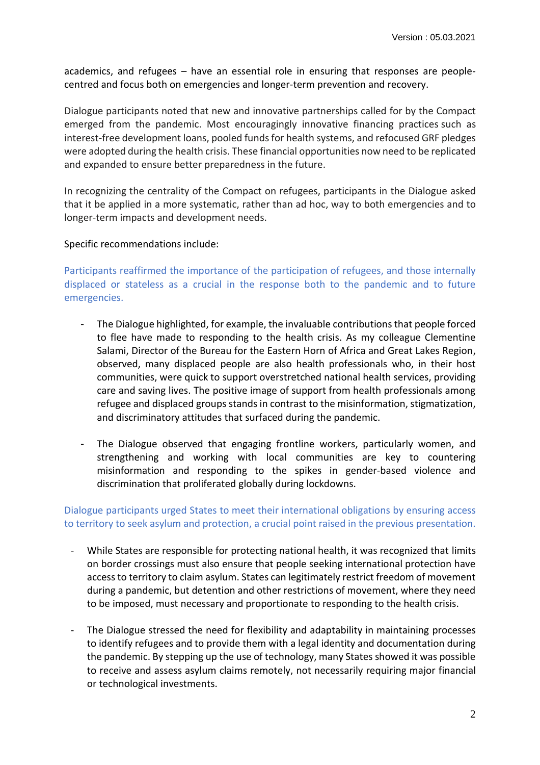academics, and refugees – have an essential role in ensuring that responses are people-centred and focus both on emergencies and longer-term prevention and recovery.

Dialogue participants noted that new and innovative partnerships called for by the Compact emerged from the pandemic. Most encouragingly innovative financing practices such as interest-free development loans, pooled funds for health systems, and refocused GRF pledges were adopted during the health crisis. These financial opportunities now need to be replicated and expanded to ensure better preparedness in the future.

In recognizing the centrality of the Compact on refugees, participants in the Dialogue asked that it be applied in a more systematic, rather than ad hoc, way to both emergencies and to longer-term impacts and development needs.

Specific recommendations include:

Participants reaffirmed the importance of the participation of refugees, and those internally displaced or stateless as a crucial in the response both to the pandemic and to future emergencies.

- The Dialogue highlighted, for example, the invaluable contributions that people forced to flee have made to responding to the health crisis. As my colleague Clementine Salami, Director of the Bureau for the Eastern Horn of Africa and Great Lakes Region, observed, many displaced people are also health professionals who, in their host communities, were quick to support overstretched national health services, providing care and saving lives. The positive image of support from health professionals among refugee and displaced groups stands in contrast to the misinformation, stigmatization, and discriminatory attitudes that surfaced during the pandemic.

- The Dialogue observed that engaging frontline workers, particularly women, and strengthening and working with local communities are key to countering misinformation and responding to the spikes in gender-based violence and discrimination that proliferated globally during lockdowns.

Dialogue participants urged States to meet their international obligations by ensuring access to territory to seek asylum and protection, a crucial point raised in the previous presentation.

- While States are responsible for protecting national health, it was recognized that limits on border crossings must also ensure that people seeking international protection have access to territory to claim asylum. States can legitimately restrict freedom of movement during a pandemic, but detention and other restrictions of movement, where they need to be imposed, must necessary and proportionate to responding to the health crisis.

- The Dialogue stressed the need for flexibility and adaptability in maintaining processes to identify refugees and to provide them with a legal identity and documentation during the pandemic. By stepping up the use of technology, many States showed it was possible to receive and assess asylum claims remotely, not necessarily requiring major financial or technological investments.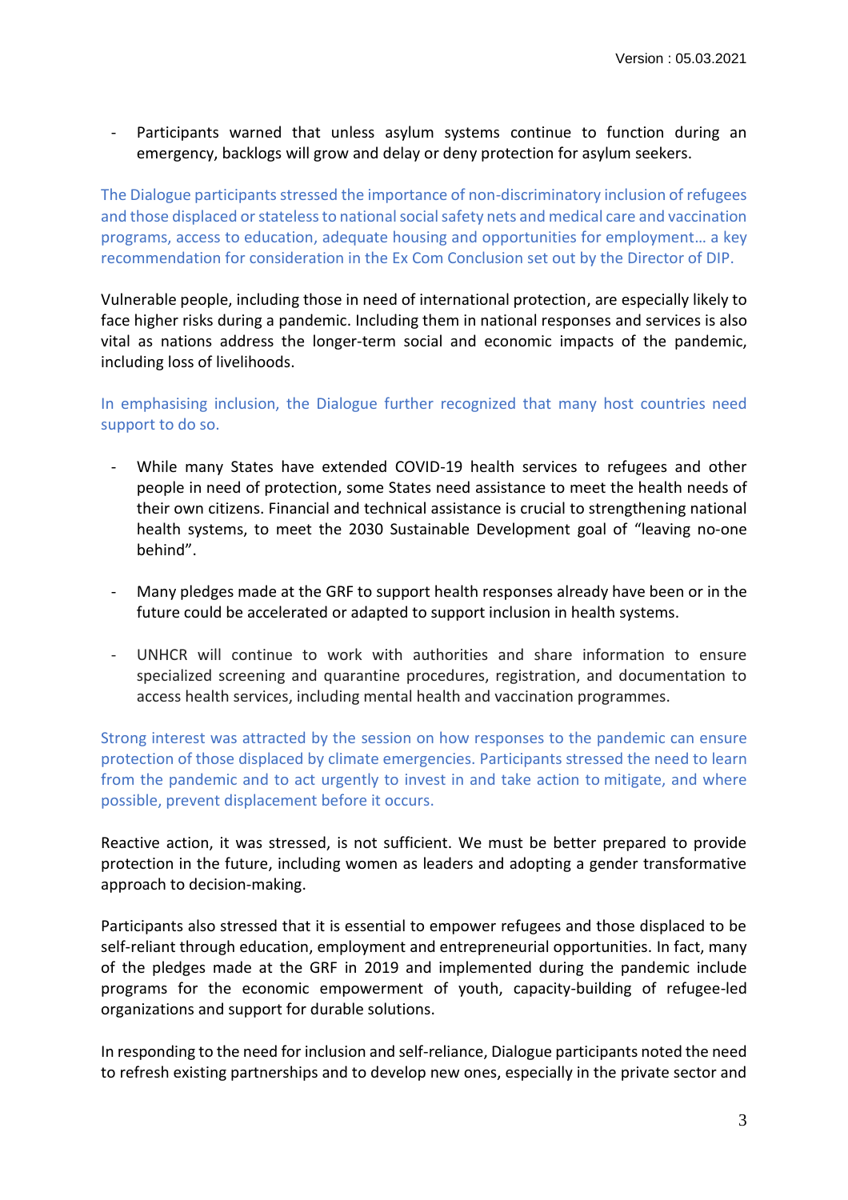- Participants warned that unless asylum systems continue to function during an emergency, backlogs will grow and delay or deny protection for asylum seekers.

The Dialogue participants stressed the importance of non-discriminatory inclusion of refugees and those displaced or stateless to national social safety nets and medical care and vaccination programs, access to education, adequate housing and opportunities for employment… a key recommendation for consideration in the Ex Com Conclusion set out by the Director of DIP.

Vulnerable people, including those in need of international protection, are especially likely to face higher risks during a pandemic. Including them in national responses and services is also vital as nations address the longer-term social and economic impacts of the pandemic, including loss of livelihoods.

In emphasising inclusion, the Dialogue further recognized that many host countries need support to do so.

- While many States have extended COVID-19 health services to refugees and other people in need of protection, some States need assistance to meet the health needs of their own citizens. Financial and technical assistance is crucial to strengthening national health systems, to meet the 2030 Sustainable Development goal of "leaving no-one behind".

- Many pledges made at the GRF to support health responses already have been or in the future could be accelerated or adapted to support inclusion in health systems.

- UNHCR will continue to work with authorities and share information to ensure specialized screening and quarantine procedures, registration, and documentation to access health services, including mental health and vaccination programmes.

Strong interest was attracted by the session on how responses to the pandemic can ensure protection of those displaced by climate emergencies. Participants stressed the need to learn from the pandemic and to act urgently to invest in and take action to mitigate, and where possible, prevent displacement before it occurs.

Reactive action, it was stressed, is not sufficient. We must be better prepared to provide protection in the future, including women as leaders and adopting a gender transformative approach to decision-making.

Participants also stressed that it is essential to empower refugees and those displaced to be self-reliant through education, employment and entrepreneurial opportunities. In fact, many of the pledges made at the GRF in 2019 and implemented during the pandemic include programs for the economic empowerment of youth, capacity-building of refugee-led organizations and support for durable solutions.

In responding to the need for inclusion and self-reliance, Dialogue participants noted the need to refresh existing partnerships and to develop new ones, especially in the private sector and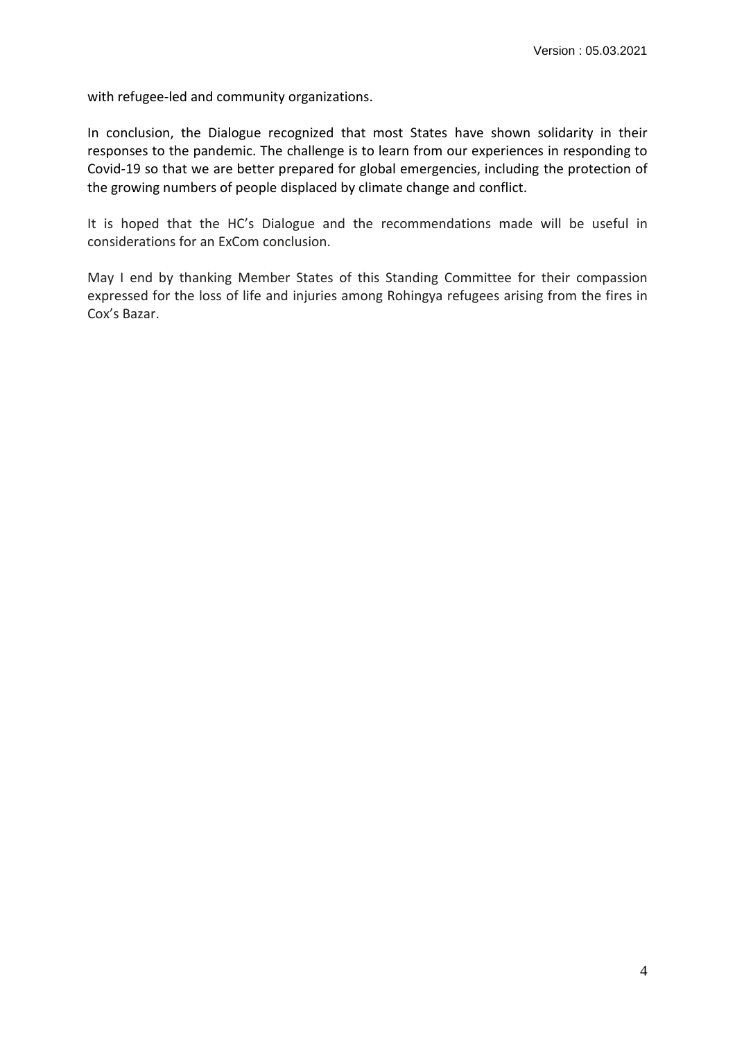with refugee-led and community organizations.

In conclusion, the Dialogue recognized that most States have shown solidarity in their responses to the pandemic. The challenge is to learn from our experiences in responding to Covid-19 so that we are better prepared for global emergencies, including the protection of the growing numbers of people displaced by climate change and conflict.

It is hoped that the HC's Dialogue and the recommendations made will be useful in considerations for an ExCom conclusion.

May I end by thanking Member States of this Standing Committee for their compassion expressed for the loss of life and injuries among Rohingya refugees arising from the fires in Cox's Bazar.